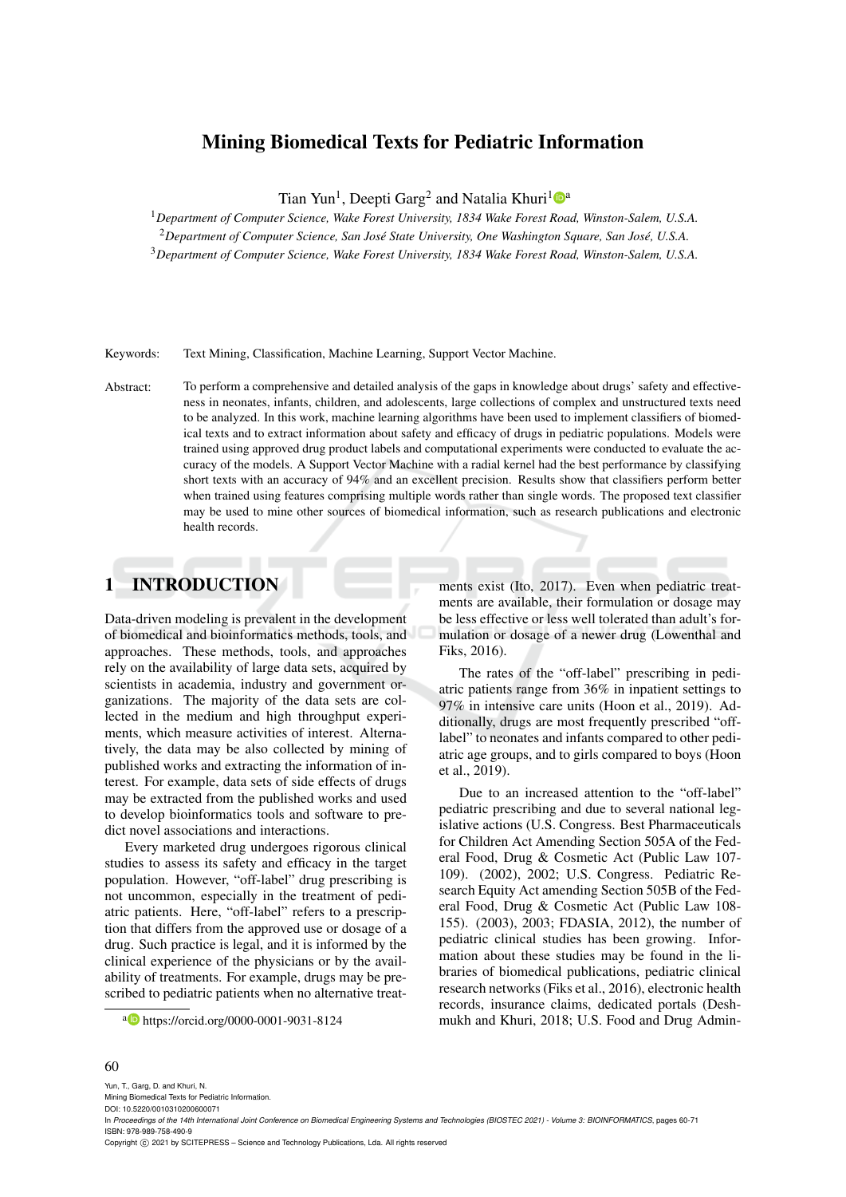# Mining Biomedical Texts for Pediatric Information

Tian Yun[1], Deepti Garg[2] and Natalia Khuri[1][a]

[1]*Department of Computer Science, Wake Forest University, 1834 Wake Forest Road, Winston-Salem, U.S.A.*
[2]*Department of Computer Science, San José State University, One Washington Square, San José, U.S.A.*
[3]*Department of Computer Science, Wake Forest University, 1834 Wake Forest Road, Winston-Salem, U.S.A.*

Keywords: Text Mining, Classification, Machine Learning, Support Vector Machine.

Abstract: To perform a comprehensive and detailed analysis of the gaps in knowledge about drugs' safety and effectiveness in neonates, infants, children, and adolescents, large collections of complex and unstructured texts need to be analyzed. In this work, machine learning algorithms have been used to implement classifiers of biomedical texts and to extract information about safety and efficacy of drugs in pediatric populations. Models were trained using approved drug product labels and computational experiments were conducted to evaluate the accuracy of the models. A Support Vector Machine with a radial kernel had the best performance by classifying short texts with an accuracy of 94% and an excellent precision. Results show that classifiers perform better when trained using features comprising multiple words rather than single words. The proposed text classifier may be used to mine other sources of biomedical information, such as research publications and electronic health records.

## 1 INTRODUCTION

Data-driven modeling is prevalent in the development of biomedical and bioinformatics methods, tools, and approaches. These methods, tools, and approaches rely on the availability of large data sets, acquired by scientists in academia, industry and government organizations. The majority of the data sets are collected in the medium and high throughput experiments, which measure activities of interest. Alternatively, the data may be also collected by mining of published works and extracting the information of interest. For example, data sets of side effects of drugs may be extracted from the published works and used to develop bioinformatics tools and software to predict novel associations and interactions.

Every marketed drug undergoes rigorous clinical studies to assess its safety and efficacy in the target population. However, "off-label" drug prescribing is not uncommon, especially in the treatment of pediatric patients. Here, "off-label" refers to a prescription that differs from the approved use or dosage of a drug. Such practice is legal, and it is informed by the clinical experience of the physicians or by the availability of treatments. For example, drugs may be prescribed to pediatric patients when no alternative treatments exist (Ito, 2017). Even when pediatric treatments are available, their formulation or dosage may be less effective or less well tolerated than adult's formulation or dosage of a newer drug (Lowenthal and Fiks, 2016).

The rates of the "off-label" prescribing in pediatric patients range from 36% in inpatient settings to 97% in intensive care units (Hoon et al., 2019). Additionally, drugs are most frequently prescribed "off-label" to neonates and infants compared to other pediatric age groups, and to girls compared to boys (Hoon et al., 2019).

Due to an increased attention to the "off-label" pediatric prescribing and due to several national legislative actions (U.S. Congress. Best Pharmaceuticals for Children Act Amending Section 505A of the Federal Food, Drug & Cosmetic Act (Public Law 107-109). (2002), 2002; U.S. Congress. Pediatric Research Equity Act amending Section 505B of the Federal Food, Drug & Cosmetic Act (Public Law 108-155). (2003), 2003; FDASIA, 2012), the number of pediatric clinical studies has been growing. Information about these studies may be found in the libraries of biomedical publications, pediatric clinical research networks (Fiks et al., 2016), electronic health records, insurance claims, dedicated portals (Deshmukh and Khuri, 2018; U.S. Food and Drug Admin-

[a] https://orcid.org/0000-0001-9031-8124

Yun, T., Garg, D. and Khuri, N.
Mining Biomedical Texts for Pediatric Information.
DOI: 10.5220/0010310200600071
In *Proceedings of the 14th International Joint Conference on Biomedical Engineering Systems and Technologies (BIOSTEC 2021) - Volume 3: BIOINFORMATICS*, pages 60-71
ISBN: 978-989-758-490-9
Copyright © 2021 by SCITEPRESS – Science and Technology Publications, Lda. All rights reserved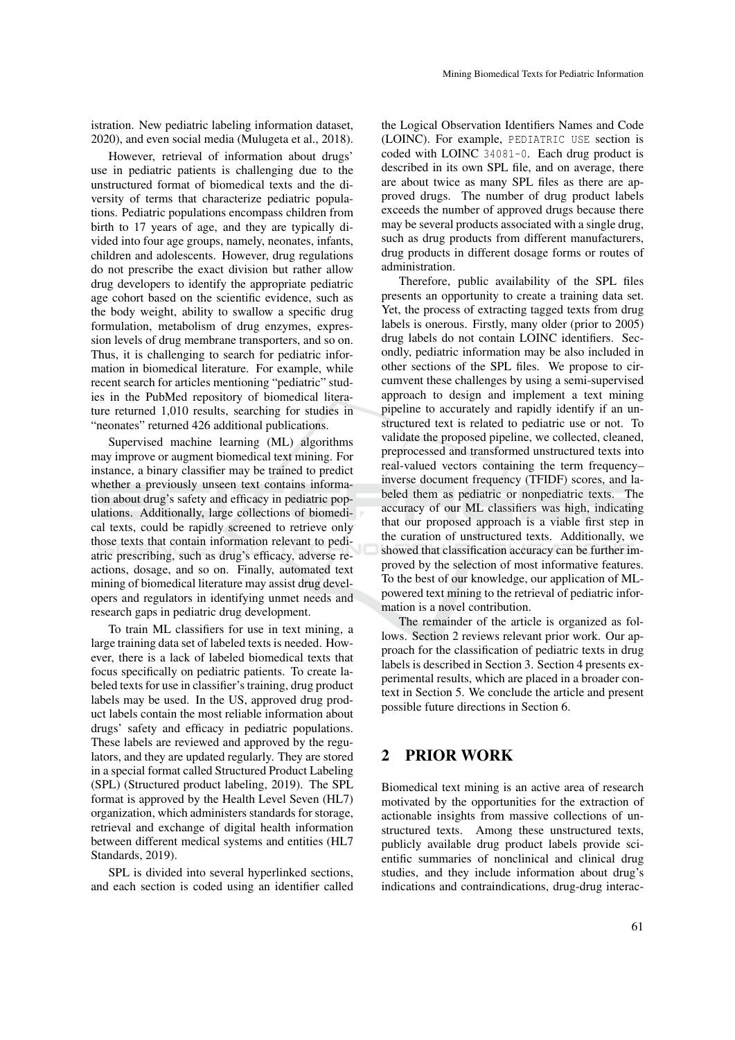istration. New pediatric labeling information dataset, 2020), and even social media (Mulugeta et al., 2018).

However, retrieval of information about drugs' use in pediatric patients is challenging due to the unstructured format of biomedical texts and the diversity of terms that characterize pediatric populations. Pediatric populations encompass children from birth to 17 years of age, and they are typically divided into four age groups, namely, neonates, infants, children and adolescents. However, drug regulations do not prescribe the exact division but rather allow drug developers to identify the appropriate pediatric age cohort based on the scientific evidence, such as the body weight, ability to swallow a specific drug formulation, metabolism of drug enzymes, expression levels of drug membrane transporters, and so on. Thus, it is challenging to search for pediatric information in biomedical literature. For example, while recent search for articles mentioning "pediatric" studies in the PubMed repository of biomedical literature returned 1,010 results, searching for studies in "neonates" returned 426 additional publications.

Supervised machine learning (ML) algorithms may improve or augment biomedical text mining. For instance, a binary classifier may be trained to predict whether a previously unseen text contains information about drug's safety and efficacy in pediatric populations. Additionally, large collections of biomedical texts, could be rapidly screened to retrieve only those texts that contain information relevant to pediatric prescribing, such as drug's efficacy, adverse reactions, dosage, and so on. Finally, automated text mining of biomedical literature may assist drug developers and regulators in identifying unmet needs and research gaps in pediatric drug development.

To train ML classifiers for use in text mining, a large training data set of labeled texts is needed. However, there is a lack of labeled biomedical texts that focus specifically on pediatric patients. To create labeled texts for use in classifier's training, drug product labels may be used. In the US, approved drug product labels contain the most reliable information about drugs' safety and efficacy in pediatric populations. These labels are reviewed and approved by the regulators, and they are updated regularly. They are stored in a special format called Structured Product Labeling (SPL) (Structured product labeling, 2019). The SPL format is approved by the Health Level Seven (HL7) organization, which administers standards for storage, retrieval and exchange of digital health information between different medical systems and entities (HL7 Standards, 2019).

SPL is divided into several hyperlinked sections, and each section is coded using an identifier called the Logical Observation Identifiers Names and Code (LOINC). For example, `PEDIATRIC USE` section is coded with LOINC `34081-0`. Each drug product is described in its own SPL file, and on average, there are about twice as many SPL files as there are approved drugs. The number of drug product labels exceeds the number of approved drugs because there may be several products associated with a single drug, such as drug products from different manufacturers, drug products in different dosage forms or routes of administration.

Therefore, public availability of the SPL files presents an opportunity to create a training data set. Yet, the process of extracting tagged texts from drug labels is onerous. Firstly, many older (prior to 2005) drug labels do not contain LOINC identifiers. Secondly, pediatric information may be also included in other sections of the SPL files. We propose to circumvent these challenges by using a semi-supervised approach to design and implement a text mining pipeline to accurately and rapidly identify if an unstructured text is related to pediatric use or not. To validate the proposed pipeline, we collected, cleaned, preprocessed and transformed unstructured texts into real-valued vectors containing the term frequency–inverse document frequency (TFIDF) scores, and labeled them as pediatric or nonpediatric texts. The accuracy of our ML classifiers was high, indicating that our proposed approach is a viable first step in the curation of unstructured texts. Additionally, we showed that classification accuracy can be further improved by the selection of most informative features. To the best of our knowledge, our application of ML-powered text mining to the retrieval of pediatric information is a novel contribution.

The remainder of the article is organized as follows. Section 2 reviews relevant prior work. Our approach for the classification of pediatric texts in drug labels is described in Section 3. Section 4 presents experimental results, which are placed in a broader context in Section 5. We conclude the article and present possible future directions in Section 6.

## 2 PRIOR WORK

Biomedical text mining is an active area of research motivated by the opportunities for the extraction of actionable insights from massive collections of unstructured texts. Among these unstructured texts, publicly available drug product labels provide scientific summaries of nonclinical and clinical drug studies, and they include information about drug's indications and contraindications, drug-drug interac-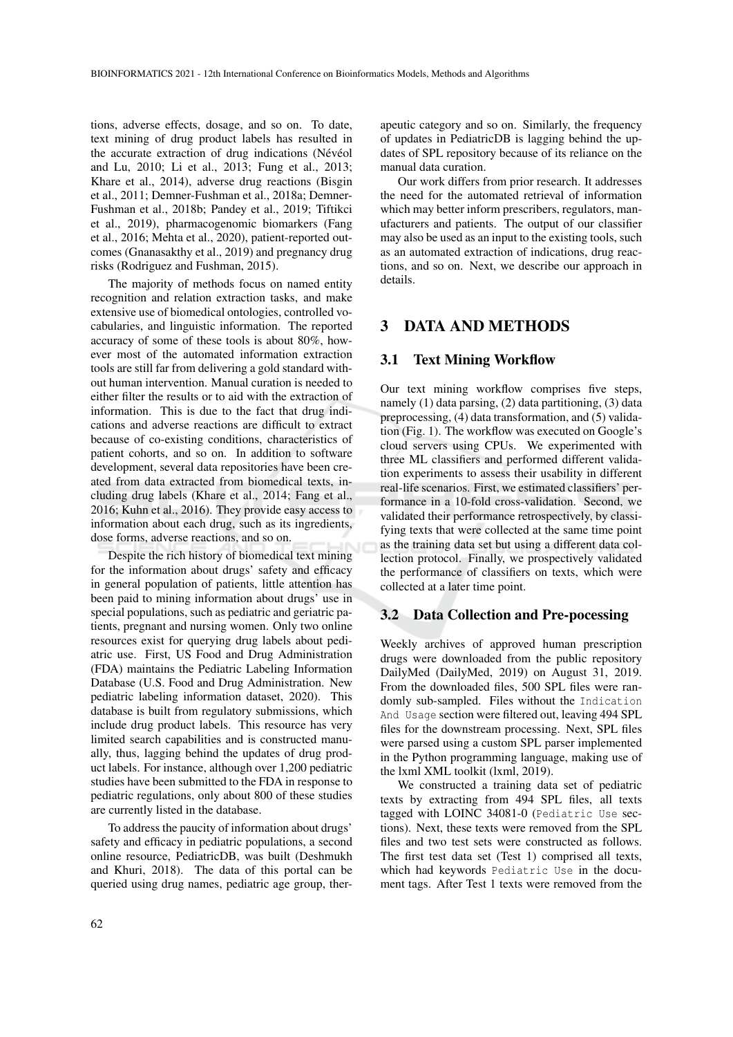tions, adverse effects, dosage, and so on. To date, text mining of drug product labels has resulted in the accurate extraction of drug indications (Névéol and Lu, 2010; Li et al., 2013; Fung et al., 2013; Khare et al., 2014), adverse drug reactions (Bisgin et al., 2011; Demner-Fushman et al., 2018a; Demner-Fushman et al., 2018b; Pandey et al., 2019; Tiftikci et al., 2019), pharmacogenomic biomarkers (Fang et al., 2016; Mehta et al., 2020), patient-reported outcomes (Gnanasakthy et al., 2019) and pregnancy drug risks (Rodriguez and Fushman, 2015).

The majority of methods focus on named entity recognition and relation extraction tasks, and make extensive use of biomedical ontologies, controlled vocabularies, and linguistic information. The reported accuracy of some of these tools is about 80%, however most of the automated information extraction tools are still far from delivering a gold standard without human intervention. Manual curation is needed to either filter the results or to aid with the extraction of information. This is due to the fact that drug indications and adverse reactions are difficult to extract because of co-existing conditions, characteristics of patient cohorts, and so on. In addition to software development, several data repositories have been created from data extracted from biomedical texts, including drug labels (Khare et al., 2014; Fang et al., 2016; Kuhn et al., 2016). They provide easy access to information about each drug, such as its ingredients, dose forms, adverse reactions, and so on.

Despite the rich history of biomedical text mining for the information about drugs' safety and efficacy in general population of patients, little attention has been paid to mining information about drugs' use in special populations, such as pediatric and geriatric patients, pregnant and nursing women. Only two online resources exist for querying drug labels about pediatric use. First, US Food and Drug Administration (FDA) maintains the Pediatric Labeling Information Database (U.S. Food and Drug Administration. New pediatric labeling information dataset, 2020). This database is built from regulatory submissions, which include drug product labels. This resource has very limited search capabilities and is constructed manually, thus, lagging behind the updates of drug product labels. For instance, although over 1,200 pediatric studies have been submitted to the FDA in response to pediatric regulations, only about 800 of these studies are currently listed in the database.

To address the paucity of information about drugs' safety and efficacy in pediatric populations, a second online resource, PediatricDB, was built (Deshmukh and Khuri, 2018). The data of this portal can be queried using drug names, pediatric age group, therapeutic category and so on. Similarly, the frequency of updates in PediatricDB is lagging behind the updates of SPL repository because of its reliance on the manual data curation.

Our work differs from prior research. It addresses the need for the automated retrieval of information which may better inform prescribers, regulators, manufacturers and patients. The output of our classifier may also be used as an input to the existing tools, such as an automated extraction of indications, drug reactions, and so on. Next, we describe our approach in details.

## 3 DATA AND METHODS

### 3.1 Text Mining Workflow

Our text mining workflow comprises five steps, namely (1) data parsing, (2) data partitioning, (3) data preprocessing, (4) data transformation, and (5) validation (Fig. 1). The workflow was executed on Google's cloud servers using CPUs. We experimented with three ML classifiers and performed different validation experiments to assess their usability in different real-life scenarios. First, we estimated classifiers' performance in a 10-fold cross-validation. Second, we validated their performance retrospectively, by classifying texts that were collected at the same time point as the training data set but using a different data collection protocol. Finally, we prospectively validated the performance of classifiers on texts, which were collected at a later time point.

### 3.2 Data Collection and Pre-pocessing

Weekly archives of approved human prescription drugs were downloaded from the public repository DailyMed (DailyMed, 2019) on August 31, 2019. From the downloaded files, 500 SPL files were randomly sub-sampled. Files without the `Indication And Usage` section were filtered out, leaving 494 SPL files for the downstream processing. Next, SPL files were parsed using a custom SPL parser implemented in the Python programming language, making use of the lxml XML toolkit (lxml, 2019).

We constructed a training data set of pediatric texts by extracting from 494 SPL files, all texts tagged with LOINC 34081-0 (`Pediatric Use` sections). Next, these texts were removed from the SPL files and two test sets were constructed as follows. The first test data set (Test 1) comprised all texts, which had keywords `Pediatric Use` in the document tags. After Test 1 texts were removed from the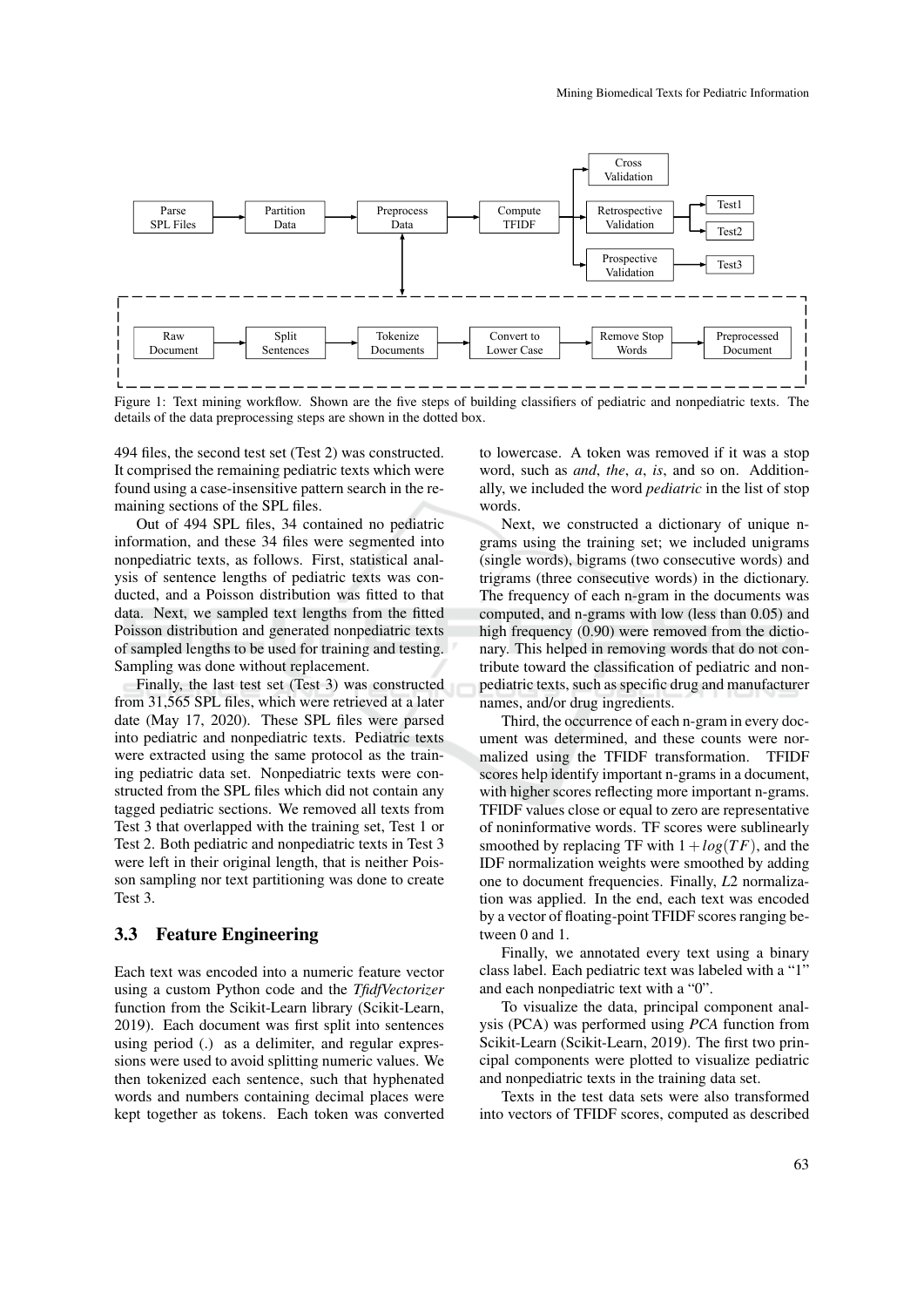Figure 1: Text mining workflow. Shown are the five steps of building classifiers of pediatric and nonpediatric texts. The details of the data preprocessing steps are shown in the dotted box.

494 files, the second test set (Test 2) was constructed. It comprised the remaining pediatric texts which were found using a case-insensitive pattern search in the remaining sections of the SPL files.

Out of 494 SPL files, 34 contained no pediatric information, and these 34 files were segmented into nonpediatric texts, as follows. First, statistical analysis of sentence lengths of pediatric texts was conducted, and a Poisson distribution was fitted to that data. Next, we sampled text lengths from the fitted Poisson distribution and generated nonpediatric texts of sampled lengths to be used for training and testing. Sampling was done without replacement.

Finally, the last test set (Test 3) was constructed from 31,565 SPL files, which were retrieved at a later date (May 17, 2020). These SPL files were parsed into pediatric and nonpediatric texts. Pediatric texts were extracted using the same protocol as the training pediatric data set. Nonpediatric texts were constructed from the SPL files which did not contain any tagged pediatric sections. We removed all texts from Test 3 that overlapped with the training set, Test 1 or Test 2. Both pediatric and nonpediatric texts in Test 3 were left in their original length, that is neither Poisson sampling nor text partitioning was done to create Test 3.

## 3.3 Feature Engineering

Each text was encoded into a numeric feature vector using a custom Python code and the *TfidfVectorizer* function from the Scikit-Learn library (Scikit-Learn, 2019). Each document was first split into sentences using period (.) as a delimiter, and regular expressions were used to avoid splitting numeric values. We then tokenized each sentence, such that hyphenated words and numbers containing decimal places were kept together as tokens. Each token was converted to lowercase. A token was removed if it was a stop word, such as *and*, *the*, *a*, *is*, and so on. Additionally, we included the word *pediatric* in the list of stop words.

Next, we constructed a dictionary of unique n-grams using the training set; we included unigrams (single words), bigrams (two consecutive words) and trigrams (three consecutive words) in the dictionary. The frequency of each n-gram in the documents was computed, and n-grams with low (less than 0.05) and high frequency (0.90) were removed from the dictionary. This helped in removing words that do not contribute toward the classification of pediatric and nonpediatric texts, such as specific drug and manufacturer names, and/or drug ingredients.

Third, the occurrence of each n-gram in every document was determined, and these counts were normalized using the TFIDF transformation. TFIDF scores help identify important n-grams in a document, with higher scores reflecting more important n-grams. TFIDF values close or equal to zero are representative of noninformative words. TF scores were sublinearly smoothed by replacing TF with $1 + log(TF)$, and the IDF normalization weights were smoothed by adding one to document frequencies. Finally, $L2$ normalization was applied. In the end, each text was encoded by a vector of floating-point TFIDF scores ranging between 0 and 1.

Finally, we annotated every text using a binary class label. Each pediatric text was labeled with a "1" and each nonpediatric text with a "0".

To visualize the data, principal component analysis (PCA) was performed using *PCA* function from Scikit-Learn (Scikit-Learn, 2019). The first two principal components were plotted to visualize pediatric and nonpediatric texts in the training data set.

Texts in the test data sets were also transformed into vectors of TFIDF scores, computed as described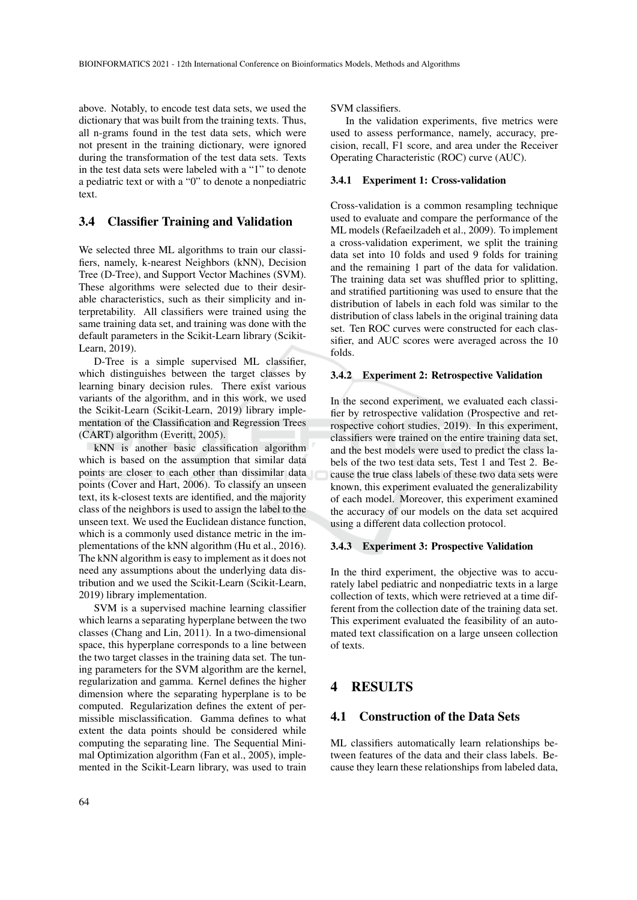above. Notably, to encode test data sets, we used the dictionary that was built from the training texts. Thus, all n-grams found in the test data sets, which were not present in the training dictionary, were ignored during the transformation of the test data sets. Texts in the test data sets were labeled with a "1" to denote a pediatric text or with a "0" to denote a nonpediatric text.

## 3.4 Classifier Training and Validation

We selected three ML algorithms to train our classifiers, namely, k-nearest Neighbors (kNN), Decision Tree (D-Tree), and Support Vector Machines (SVM). These algorithms were selected due to their desirable characteristics, such as their simplicity and interpretability. All classifiers were trained using the same training data set, and training was done with the default parameters in the Scikit-Learn library (Scikit-Learn, 2019).

D-Tree is a simple supervised ML classifier, which distinguishes between the target classes by learning binary decision rules. There exist various variants of the algorithm, and in this work, we used the Scikit-Learn (Scikit-Learn, 2019) library implementation of the Classification and Regression Trees (CART) algorithm (Everitt, 2005).

kNN is another basic classification algorithm which is based on the assumption that similar data points are closer to each other than dissimilar data points (Cover and Hart, 2006). To classify an unseen text, its k-closest texts are identified, and the majority class of the neighbors is used to assign the label to the unseen text. We used the Euclidean distance function, which is a commonly used distance metric in the implementations of the kNN algorithm (Hu et al., 2016). The kNN algorithm is easy to implement as it does not need any assumptions about the underlying data distribution and we used the Scikit-Learn (Scikit-Learn, 2019) library implementation.

SVM is a supervised machine learning classifier which learns a separating hyperplane between the two classes (Chang and Lin, 2011). In a two-dimensional space, this hyperplane corresponds to a line between the two target classes in the training data set. The tuning parameters for the SVM algorithm are the kernel, regularization and gamma. Kernel defines the higher dimension where the separating hyperplane is to be computed. Regularization defines the extent of permissible misclassification. Gamma defines to what extent the data points should be considered while computing the separating line. The Sequential Minimal Optimization algorithm (Fan et al., 2005), implemented in the Scikit-Learn library, was used to train SVM classifiers.

In the validation experiments, five metrics were used to assess performance, namely, accuracy, precision, recall, F1 score, and area under the Receiver Operating Characteristic (ROC) curve (AUC).

### 3.4.1 Experiment 1: Cross-validation

Cross-validation is a common resampling technique used to evaluate and compare the performance of the ML models (Refaeilzadeh et al., 2009). To implement a cross-validation experiment, we split the training data set into 10 folds and used 9 folds for training and the remaining 1 part of the data for validation. The training data set was shuffled prior to splitting, and stratified partitioning was used to ensure that the distribution of labels in each fold was similar to the distribution of class labels in the original training data set. Ten ROC curves were constructed for each classifier, and AUC scores were averaged across the 10 folds.

### 3.4.2 Experiment 2: Retrospective Validation

In the second experiment, we evaluated each classifier by retrospective validation (Prospective and retrospective cohort studies, 2019). In this experiment, classifiers were trained on the entire training data set, and the best models were used to predict the class labels of the two test data sets, Test 1 and Test 2. Because the true class labels of these two data sets were known, this experiment evaluated the generalizability of each model. Moreover, this experiment examined the accuracy of our models on the data set acquired using a different data collection protocol.

### 3.4.3 Experiment 3: Prospective Validation

In the third experiment, the objective was to accurately label pediatric and nonpediatric texts in a large collection of texts, which were retrieved at a time different from the collection date of the training data set. This experiment evaluated the feasibility of an automated text classification on a large unseen collection of texts.

# 4 RESULTS

## 4.1 Construction of the Data Sets

ML classifiers automatically learn relationships between features of the data and their class labels. Because they learn these relationships from labeled data,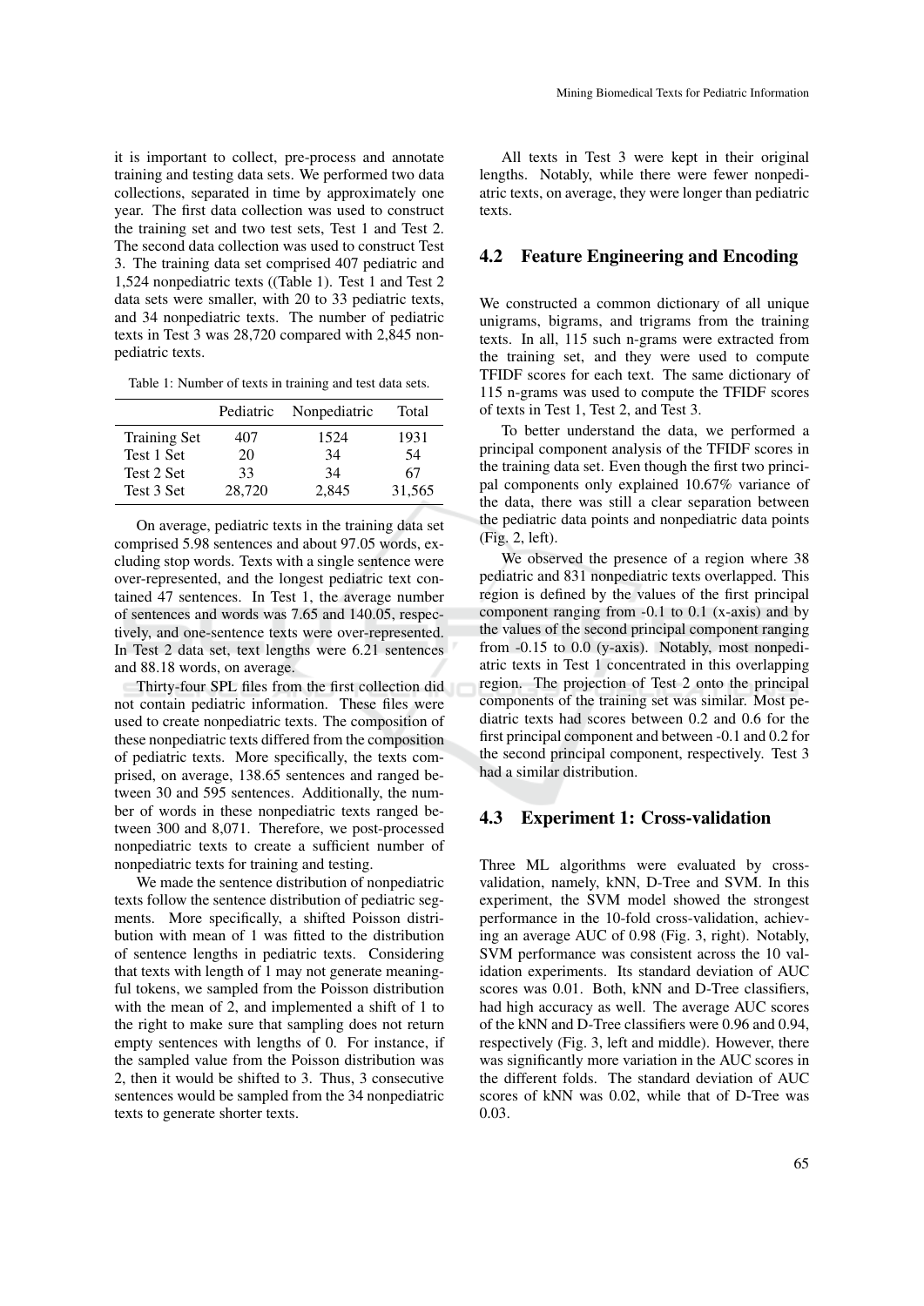it is important to collect, pre-process and annotate training and testing data sets. We performed two data collections, separated in time by approximately one year. The first data collection was used to construct the training set and two test sets, Test 1 and Test 2. The second data collection was used to construct Test 3. The training data set comprised 407 pediatric and 1,524 nonpediatric texts ((Table 1). Test 1 and Test 2 data sets were smaller, with 20 to 33 pediatric texts, and 34 nonpediatric texts. The number of pediatric texts in Test 3 was 28,720 compared with 2,845 nonpediatric texts.

Table 1: Number of texts in training and test data sets.

| | Pediatric | Nonpediatric | Total |
|---|---|---|---|
| Training Set | 407 | 1524 | 1931 |
| Test 1 Set | 20 | 34 | 54 |
| Test 2 Set | 33 | 34 | 67 |
| Test 3 Set | 28,720 | 2,845 | 31,565 |

On average, pediatric texts in the training data set comprised 5.98 sentences and about 97.05 words, excluding stop words. Texts with a single sentence were over-represented, and the longest pediatric text contained 47 sentences. In Test 1, the average number of sentences and words was 7.65 and 140.05, respectively, and one-sentence texts were over-represented. In Test 2 data set, text lengths were 6.21 sentences and 88.18 words, on average.

Thirty-four SPL files from the first collection did not contain pediatric information. These files were used to create nonpediatric texts. The composition of these nonpediatric texts differed from the composition of pediatric texts. More specifically, the texts comprised, on average, 138.65 sentences and ranged between 30 and 595 sentences. Additionally, the number of words in these nonpediatric texts ranged between 300 and 8,071. Therefore, we post-processed nonpediatric texts to create a sufficient number of nonpediatric texts for training and testing.

We made the sentence distribution of nonpediatric texts follow the sentence distribution of pediatric segments. More specifically, a shifted Poisson distribution with mean of 1 was fitted to the distribution of sentence lengths in pediatric texts. Considering that texts with length of 1 may not generate meaningful tokens, we sampled from the Poisson distribution with the mean of 2, and implemented a shift of 1 to the right to make sure that sampling does not return empty sentences with lengths of 0. For instance, if the sampled value from the Poisson distribution was 2, then it would be shifted to 3. Thus, 3 consecutive sentences would be sampled from the 34 nonpediatric texts to generate shorter texts.

All texts in Test 3 were kept in their original lengths. Notably, while there were fewer nonpediatric texts, on average, they were longer than pediatric texts.

## 4.2 Feature Engineering and Encoding

We constructed a common dictionary of all unique unigrams, bigrams, and trigrams from the training texts. In all, 115 such n-grams were extracted from the training set, and they were used to compute TFIDF scores for each text. The same dictionary of 115 n-grams was used to compute the TFIDF scores of texts in Test 1, Test 2, and Test 3.

To better understand the data, we performed a principal component analysis of the TFIDF scores in the training data set. Even though the first two principal components only explained 10.67% variance of the data, there was still a clear separation between the pediatric data points and nonpediatric data points (Fig. 2, left).

We observed the presence of a region where 38 pediatric and 831 nonpediatric texts overlapped. This region is defined by the values of the first principal component ranging from -0.1 to 0.1 (x-axis) and by the values of the second principal component ranging from -0.15 to 0.0 (y-axis). Notably, most nonpediatric texts in Test 1 concentrated in this overlapping region. The projection of Test 2 onto the principal components of the training set was similar. Most pediatric texts had scores between 0.2 and 0.6 for the first principal component and between -0.1 and 0.2 for the second principal component, respectively. Test 3 had a similar distribution.

## 4.3 Experiment 1: Cross-validation

Three ML algorithms were evaluated by cross-validation, namely, kNN, D-Tree and SVM. In this experiment, the SVM model showed the strongest performance in the 10-fold cross-validation, achieving an average AUC of 0.98 (Fig. 3, right). Notably, SVM performance was consistent across the 10 validation experiments. Its standard deviation of AUC scores was 0.01. Both, kNN and D-Tree classifiers, had high accuracy as well. The average AUC scores of the kNN and D-Tree classifiers were 0.96 and 0.94, respectively (Fig. 3, left and middle). However, there was significantly more variation in the AUC scores in the different folds. The standard deviation of AUC scores of kNN was 0.02, while that of D-Tree was 0.03.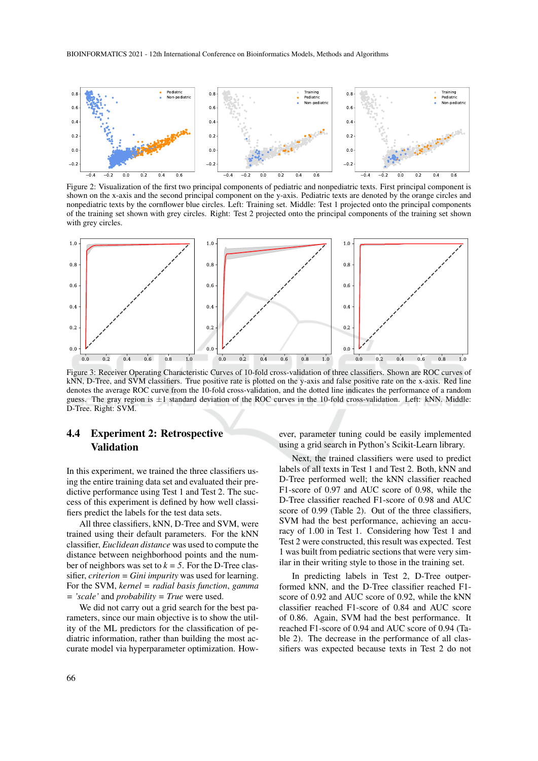Figure 2: Visualization of the first two principal components of pediatric and nonpediatric texts. First principal component is shown on the x-axis and the second principal component on the y-axis. Pediatric texts are denoted by the orange circles and nonpediatric texts by the cornflower blue circles. Left: Training set. Middle: Test 1 projected onto the principal components of the training set shown with grey circles. Right: Test 2 projected onto the principal components of the training set shown with grey circles.

Figure 3: Receiver Operating Characteristic Curves of 10-fold cross-validation of three classifiers. Shown are ROC curves of kNN, D-Tree, and SVM classifiers. True positive rate is plotted on the y-axis and false positive rate on the x-axis. Red line denotes the average ROC curve from the 10-fold cross-validation, and the dotted line indicates the performance of a random guess. The gray region is $\pm 1$ standard deviation of the ROC curves in the 10-fold cross-validation. Left: kNN. Middle: D-Tree. Right: SVM.

## 4.4 Experiment 2: Retrospective Validation

In this experiment, we trained the three classifiers using the entire training data set and evaluated their predictive performance using Test 1 and Test 2. The success of this experiment is determined by how well classifiers predict the labels for the test data sets.

All three classifiers, kNN, D-Tree and SVM, were trained using their default parameters. For the kNN classifier, *Euclidean distance* was used to compute the distance between neighborhood points and the number of neighbors was set to $k = 5$. For the D-Tree classifier, *criterion* = *Gini impurity* was used for learning. For the SVM, *kernel* = *radial basis function*, *gamma* = *'scale'* and *probability* = *True* were used.

We did not carry out a grid search for the best parameters, since our main objective is to show the utility of the ML predictors for the classification of pediatric information, rather than building the most accurate model via hyperparameter optimization. However, parameter tuning could be easily implemented using a grid search in Python's Scikit-Learn library.

Next, the trained classifiers were used to predict labels of all texts in Test 1 and Test 2. Both, kNN and D-Tree performed well; the kNN classifier reached F1-score of 0.97 and AUC score of 0.98, while the D-Tree classifier reached F1-score of 0.98 and AUC score of 0.99 (Table 2). Out of the three classifiers, SVM had the best performance, achieving an accuracy of 1.00 in Test 1. Considering how Test 1 and Test 2 were constructed, this result was expected. Test 1 was built from pediatric sections that were very similar in their writing style to those in the training set.

In predicting labels in Test 2, D-Tree outperformed kNN, and the D-Tree classifier reached F1-score of 0.92 and AUC score of 0.92, while the kNN classifier reached F1-score of 0.84 and AUC score of 0.86. Again, SVM had the best performance. It reached F1-score of 0.94 and AUC score of 0.94 (Table 2). The decrease in the performance of all classifiers was expected because texts in Test 2 do not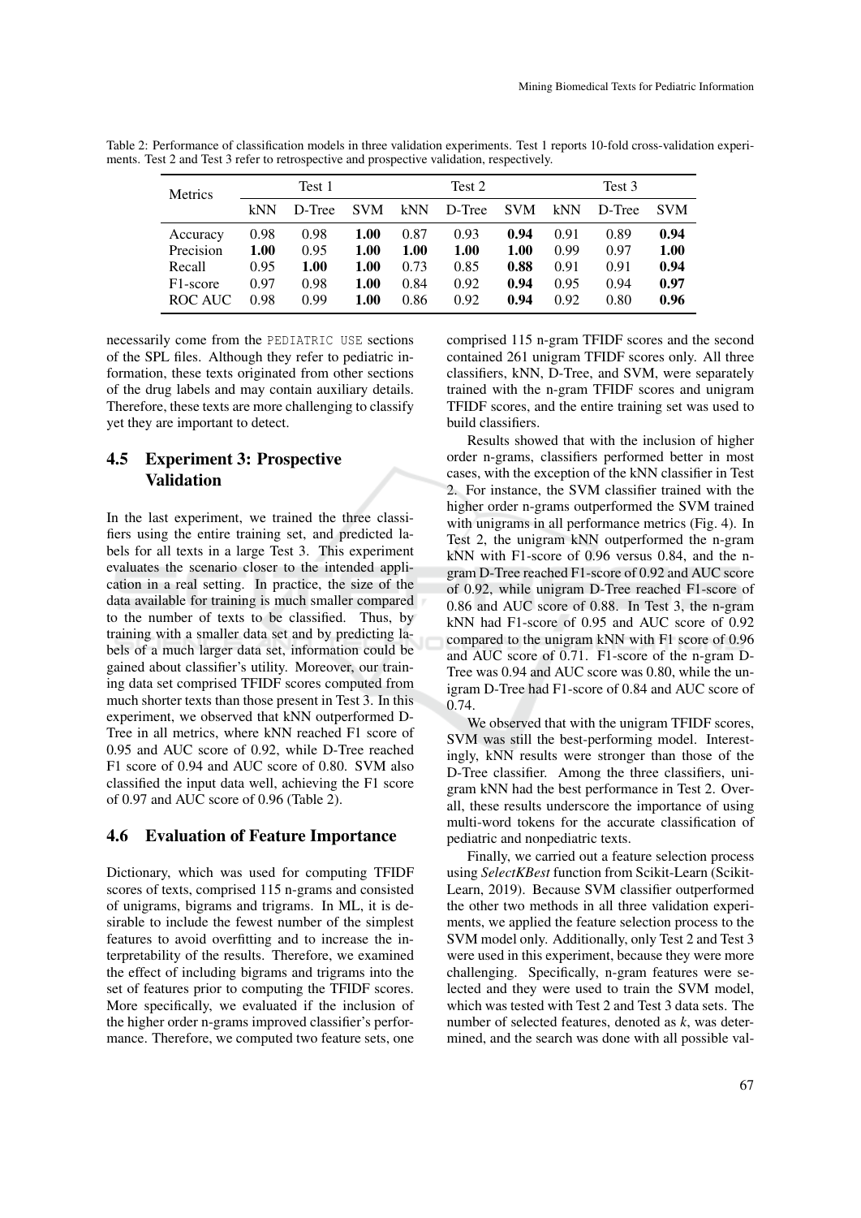Table 2: Performance of classification models in three validation experiments. Test 1 reports 10-fold cross-validation experiments. Test 2 and Test 3 refer to retrospective and prospective validation, respectively.

| Metrics | Test 1 | | | Test 2 | | | Test 3 | | |
|---|---|---|---|---|---|---|---|---|---|
| | kNN | D-Tree | SVM | kNN | D-Tree | SVM | kNN | D-Tree | SVM |
| Accuracy | 0.98 | 0.98 | **1.00** | 0.87 | 0.93 | **0.94** | 0.91 | 0.89 | **0.94** |
| Precision | **1.00** | 0.95 | **1.00** | **1.00** | **1.00** | **1.00** | 0.99 | 0.97 | **1.00** |
| Recall | 0.95 | **1.00** | **1.00** | 0.73 | 0.85 | **0.88** | 0.91 | 0.91 | **0.94** |
| F1-score | 0.97 | 0.98 | **1.00** | 0.84 | 0.92 | **0.94** | 0.95 | 0.94 | **0.97** |
| ROC AUC | 0.98 | 0.99 | **1.00** | 0.86 | 0.92 | **0.94** | 0.92 | 0.80 | **0.96** |

necessarily come from the PEDIATRIC USE sections of the SPL files. Although they refer to pediatric information, these texts originated from other sections of the drug labels and may contain auxiliary details. Therefore, these texts are more challenging to classify yet they are important to detect.

### 4.5 Experiment 3: Prospective Validation

In the last experiment, we trained the three classifiers using the entire training set, and predicted labels for all texts in a large Test 3. This experiment evaluates the scenario closer to the intended application in a real setting. In practice, the size of the data available for training is much smaller compared to the number of texts to be classified. Thus, by training with a smaller data set and by predicting labels of a much larger data set, information could be gained about classifier's utility. Moreover, our training data set comprised TFIDF scores computed from much shorter texts than those present in Test 3. In this experiment, we observed that kNN outperformed D-Tree in all metrics, where kNN reached F1 score of 0.95 and AUC score of 0.92, while D-Tree reached F1 score of 0.94 and AUC score of 0.80. SVM also classified the input data well, achieving the F1 score of 0.97 and AUC score of 0.96 (Table 2).

### 4.6 Evaluation of Feature Importance

Dictionary, which was used for computing TFIDF scores of texts, comprised 115 n-grams and consisted of unigrams, bigrams and trigrams. In ML, it is desirable to include the fewest number of the simplest features to avoid overfitting and to increase the interpretability of the results. Therefore, we examined the effect of including bigrams and trigrams into the set of features prior to computing the TFIDF scores. More specifically, we evaluated if the inclusion of the higher order n-grams improved classifier's performance. Therefore, we computed two feature sets, one comprised 115 n-gram TFIDF scores and the second contained 261 unigram TFIDF scores only. All three classifiers, kNN, D-Tree, and SVM, were separately trained with the n-gram TFIDF scores and unigram TFIDF scores, and the entire training set was used to build classifiers.

Results showed that with the inclusion of higher order n-grams, classifiers performed better in most cases, with the exception of the kNN classifier in Test 2. For instance, the SVM classifier trained with the higher order n-grams outperformed the SVM trained with unigrams in all performance metrics (Fig. 4). In Test 2, the unigram kNN outperformed the n-gram kNN with F1-score of 0.96 versus 0.84, and the n-gram D-Tree reached F1-score of 0.92 and AUC score of 0.92, while unigram D-Tree reached F1-score of 0.86 and AUC score of 0.88. In Test 3, the n-gram kNN had F1-score of 0.95 and AUC score of 0.92 compared to the unigram kNN with F1 score of 0.96 and AUC score of 0.71. F1-score of the n-gram D-Tree was 0.94 and AUC score was 0.80, while the unigram D-Tree had F1-score of 0.84 and AUC score of 0.74.

We observed that with the unigram TFIDF scores, SVM was still the best-performing model. Interestingly, kNN results were stronger than those of the D-Tree classifier. Among the three classifiers, unigram kNN had the best performance in Test 2. Overall, these results underscore the importance of using multi-word tokens for the accurate classification of pediatric and nonpediatric texts.

Finally, we carried out a feature selection process using *SelectKBest* function from Scikit-Learn (Scikit-Learn, 2019). Because SVM classifier outperformed the other two methods in all three validation experiments, we applied the feature selection process to the SVM model only. Additionally, only Test 2 and Test 3 were used in this experiment, because they were more challenging. Specifically, n-gram features were selected and they were used to train the SVM model, which was tested with Test 2 and Test 3 data sets. The number of selected features, denoted as *k*, was determined, and the search was done with all possible val-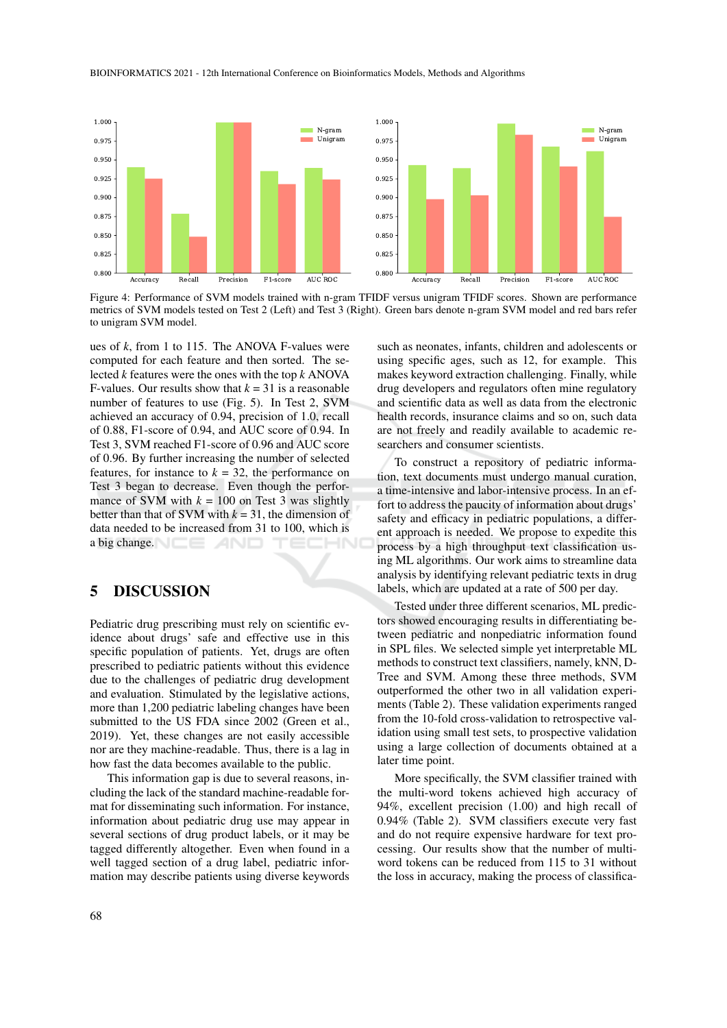Figure 4: Performance of SVM models trained with n-gram TFIDF versus unigram TFIDF scores. Shown are performance metrics of SVM models tested on Test 2 (Left) and Test 3 (Right). Green bars denote n-gram SVM model and red bars refer to unigram SVM model.

ues of $k$, from 1 to 115. The ANOVA F-values were computed for each feature and then sorted. The selected $k$ features were the ones with the top $k$ ANOVA F-values. Our results show that $k = 31$ is a reasonable number of features to use (Fig. 5). In Test 2, SVM achieved an accuracy of 0.94, precision of 1.0, recall of 0.88, F1-score of 0.94, and AUC score of 0.94. In Test 3, SVM reached F1-score of 0.96 and AUC score of 0.96. By further increasing the number of selected features, for instance to $k = 32$, the performance on Test 3 began to decrease. Even though the performance of SVM with $k = 100$ on Test 3 was slightly better than that of SVM with $k = 31$, the dimension of data needed to be increased from 31 to 100, which is a big change.

## 5 DISCUSSION

Pediatric drug prescribing must rely on scientific evidence about drugs' safe and effective use in this specific population of patients. Yet, drugs are often prescribed to pediatric patients without this evidence due to the challenges of pediatric drug development and evaluation. Stimulated by the legislative actions, more than 1,200 pediatric labeling changes have been submitted to the US FDA since 2002 (Green et al., 2019). Yet, these changes are not easily accessible nor are they machine-readable. Thus, there is a lag in how fast the data becomes available to the public.

This information gap is due to several reasons, including the lack of the standard machine-readable format for disseminating such information. For instance, information about pediatric drug use may appear in several sections of drug product labels, or it may be tagged differently altogether. Even when found in a well tagged section of a drug label, pediatric information may describe patients using diverse keywords such as neonates, infants, children and adolescents or using specific ages, such as 12, for example. This makes keyword extraction challenging. Finally, while drug developers and regulators often mine regulatory and scientific data as well as data from the electronic health records, insurance claims and so on, such data are not freely and readily available to academic researchers and consumer scientists.

To construct a repository of pediatric information, text documents must undergo manual curation, a time-intensive and labor-intensive process. In an effort to address the paucity of information about drugs' safety and efficacy in pediatric populations, a different approach is needed. We propose to expedite this process by a high throughput text classification using ML algorithms. Our work aims to streamline data analysis by identifying relevant pediatric texts in drug labels, which are updated at a rate of 500 per day.

Tested under three different scenarios, ML predictors showed encouraging results in differentiating between pediatric and nonpediatric information found in SPL files. We selected simple yet interpretable ML methods to construct text classifiers, namely, kNN, D-Tree and SVM. Among these three methods, SVM outperformed the other two in all validation experiments (Table 2). These validation experiments ranged from the 10-fold cross-validation to retrospective validation using small test sets, to prospective validation using a large collection of documents obtained at a later time point.

More specifically, the SVM classifier trained with the multi-word tokens achieved high accuracy of 94%, excellent precision (1.00) and high recall of 0.94% (Table 2). SVM classifiers execute very fast and do not require expensive hardware for text processing. Our results show that the number of multi-word tokens can be reduced from 115 to 31 without the loss in accuracy, making the process of classifica-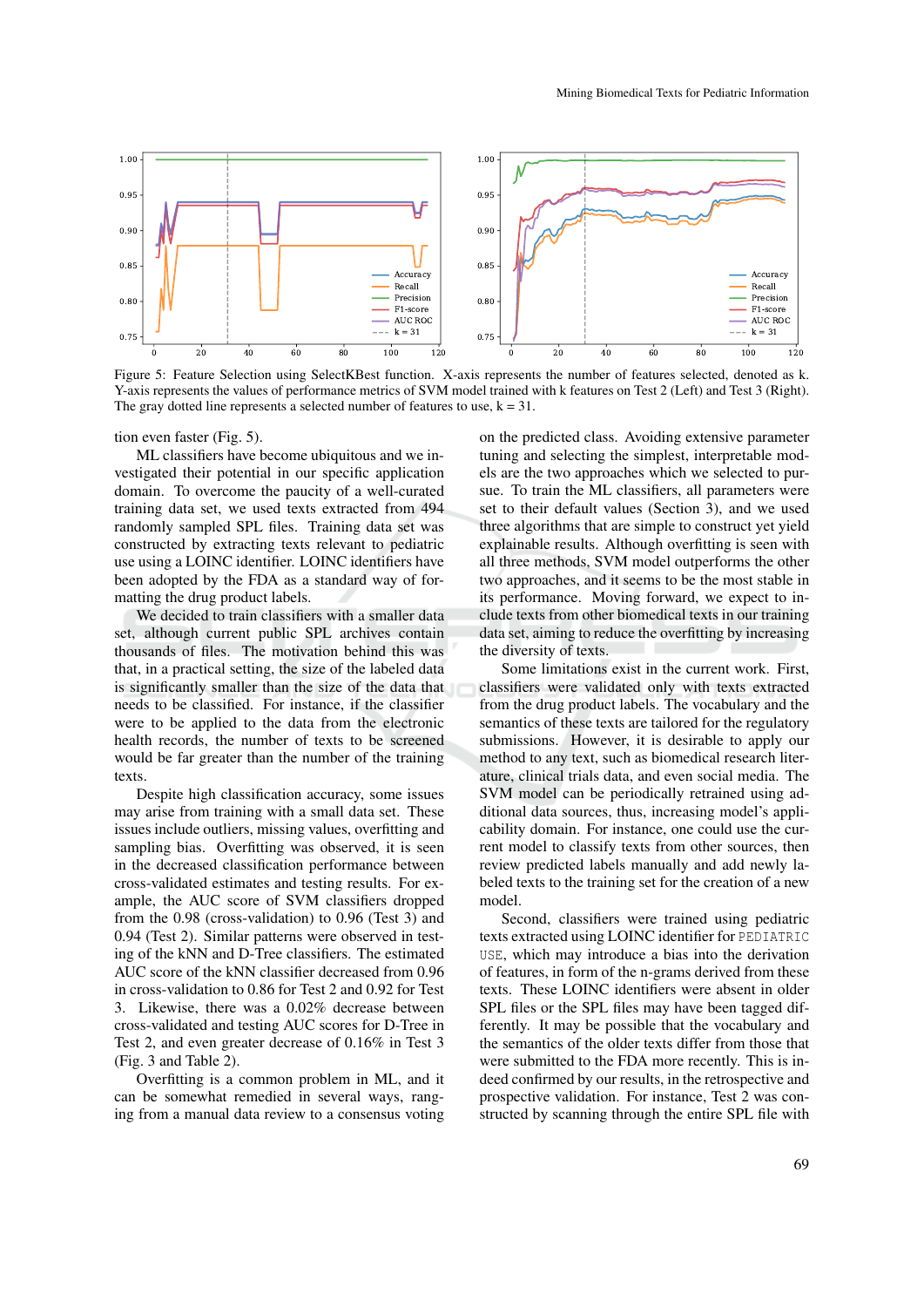Figure 5: Feature Selection using SelectKBest function. X-axis represents the number of features selected, denoted as k. Y-axis represents the values of performance metrics of SVM model trained with k features on Test 2 (Left) and Test 3 (Right). The gray dotted line represents a selected number of features to use, k = 31.

tion even faster (Fig. 5).

ML classifiers have become ubiquitous and we investigated their potential in our specific application domain. To overcome the paucity of a well-curated training data set, we used texts extracted from 494 randomly sampled SPL files. Training data set was constructed by extracting texts relevant to pediatric use using a LOINC identifier. LOINC identifiers have been adopted by the FDA as a standard way of formatting the drug product labels.

We decided to train classifiers with a smaller data set, although current public SPL archives contain thousands of files. The motivation behind this was that, in a practical setting, the size of the labeled data is significantly smaller than the size of the data that needs to be classified. For instance, if the classifier were to be applied to the data from the electronic health records, the number of texts to be screened would be far greater than the number of the training texts.

Despite high classification accuracy, some issues may arise from training with a small data set. These issues include outliers, missing values, overfitting and sampling bias. Overfitting was observed, it is seen in the decreased classification performance between cross-validated estimates and testing results. For example, the AUC score of SVM classifiers dropped from the 0.98 (cross-validation) to 0.96 (Test 3) and 0.94 (Test 2). Similar patterns were observed in testing of the kNN and D-Tree classifiers. The estimated AUC score of the kNN classifier decreased from 0.96 in cross-validation to 0.86 for Test 2 and 0.92 for Test 3. Likewise, there was a 0.02% decrease between cross-validated and testing AUC scores for D-Tree in Test 2, and even greater decrease of 0.16% in Test 3 (Fig. 3 and Table 2).

Overfitting is a common problem in ML, and it can be somewhat remedied in several ways, ranging from a manual data review to a consensus voting on the predicted class. Avoiding extensive parameter tuning and selecting the simplest, interpretable models are the two approaches which we selected to pursue. To train the ML classifiers, all parameters were set to their default values (Section 3), and we used three algorithms that are simple to construct yet yield explainable results. Although overfitting is seen with all three methods, SVM model outperforms the other two approaches, and it seems to be the most stable in its performance. Moving forward, we expect to include texts from other biomedical texts in our training data set, aiming to reduce the overfitting by increasing the diversity of texts.

Some limitations exist in the current work. First, classifiers were validated only with texts extracted from the drug product labels. The vocabulary and the semantics of these texts are tailored for the regulatory submissions. However, it is desirable to apply our method to any text, such as biomedical research literature, clinical trials data, and even social media. The SVM model can be periodically retrained using additional data sources, thus, increasing model's applicability domain. For instance, one could use the current model to classify texts from other sources, then review predicted labels manually and add newly labeled texts to the training set for the creation of a new model.

Second, classifiers were trained using pediatric texts extracted using LOINC identifier for `PEDIATRIC USE`, which may introduce a bias into the derivation of features, in form of the n-grams derived from these texts. These LOINC identifiers were absent in older SPL files or the SPL files may have been tagged differently. It may be possible that the vocabulary and the semantics of the older texts differ from those that were submitted to the FDA more recently. This is indeed confirmed by our results, in the retrospective and prospective validation. For instance, Test 2 was constructed by scanning through the entire SPL file with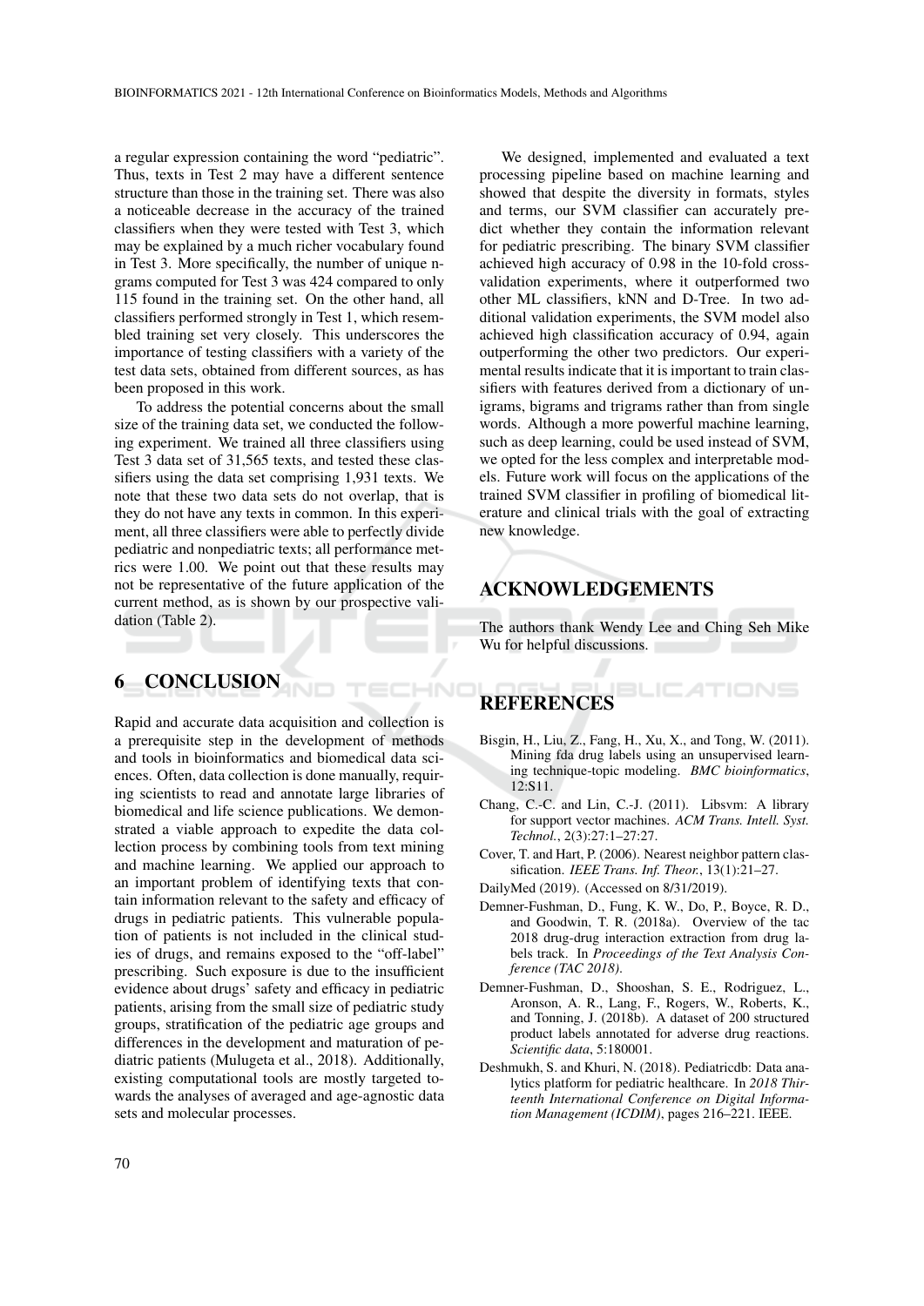a regular expression containing the word "pediatric". Thus, texts in Test 2 may have a different sentence structure than those in the training set. There was also a noticeable decrease in the accuracy of the trained classifiers when they were tested with Test 3, which may be explained by a much richer vocabulary found in Test 3. More specifically, the number of unique n-grams computed for Test 3 was 424 compared to only 115 found in the training set. On the other hand, all classifiers performed strongly in Test 1, which resembled training set very closely. This underscores the importance of testing classifiers with a variety of the test data sets, obtained from different sources, as has been proposed in this work.

To address the potential concerns about the small size of the training data set, we conducted the following experiment. We trained all three classifiers using Test 3 data set of 31,565 texts, and tested these classifiers using the data set comprising 1,931 texts. We note that these two data sets do not overlap, that is they do not have any texts in common. In this experiment, all three classifiers were able to perfectly divide pediatric and nonpediatric texts; all performance metrics were 1.00. We point out that these results may not be representative of the future application of the current method, as is shown by our prospective validation (Table 2).

## 6 CONCLUSION

Rapid and accurate data acquisition and collection is a prerequisite step in the development of methods and tools in bioinformatics and biomedical data sciences. Often, data collection is done manually, requiring scientists to read and annotate large libraries of biomedical and life science publications. We demonstrated a viable approach to expedite the data collection process by combining tools from text mining and machine learning. We applied our approach to an important problem of identifying texts that contain information relevant to the safety and efficacy of drugs in pediatric patients. This vulnerable population of patients is not included in the clinical studies of drugs, and remains exposed to the "off-label" prescribing. Such exposure is due to the insufficient evidence about drugs' safety and efficacy in pediatric patients, arising from the small size of pediatric study groups, stratification of the pediatric age groups and differences in the development and maturation of pediatric patients (Mulugeta et al., 2018). Additionally, existing computational tools are mostly targeted towards the analyses of averaged and age-agnostic data sets and molecular processes.

We designed, implemented and evaluated a text processing pipeline based on machine learning and showed that despite the diversity in formats, styles and terms, our SVM classifier can accurately predict whether they contain the information relevant for pediatric prescribing. The binary SVM classifier achieved high accuracy of 0.98 in the 10-fold cross-validation experiments, where it outperformed two other ML classifiers, kNN and D-Tree. In two additional validation experiments, the SVM model also achieved high classification accuracy of 0.94, again outperforming the other two predictors. Our experimental results indicate that it is important to train classifiers with features derived from a dictionary of unigrams, bigrams and trigrams rather than from single words. Although a more powerful machine learning, such as deep learning, could be used instead of SVM, we opted for the less complex and interpretable models. Future work will focus on the applications of the trained SVM classifier in profiling of biomedical literature and clinical trials with the goal of extracting new knowledge.

## ACKNOWLEDGEMENTS

The authors thank Wendy Lee and Ching Seh Mike Wu for helpful discussions.

## REFERENCES

Bisgin, H., Liu, Z., Fang, H., Xu, X., and Tong, W. (2011). Mining fda drug labels using an unsupervised learning technique-topic modeling. *BMC bioinformatics*, 12:S11.

Chang, C.-C. and Lin, C.-J. (2011). Libsvm: A library for support vector machines. *ACM Trans. Intell. Syst. Technol.*, 2(3):27:1–27:27.

Cover, T. and Hart, P. (2006). Nearest neighbor pattern classification. *IEEE Trans. Inf. Theor.*, 13(1):21–27.

DailyMed (2019). (Accessed on 8/31/2019).

Demner-Fushman, D., Fung, K. W., Do, P., Boyce, R. D., and Goodwin, T. R. (2018a). Overview of the tac 2018 drug-drug interaction extraction from drug labels track. In *Proceedings of the Text Analysis Conference (TAC 2018)*.

Demner-Fushman, D., Shooshan, S. E., Rodriguez, L., Aronson, A. R., Lang, F., Rogers, W., Roberts, K., and Tonning, J. (2018b). A dataset of 200 structured product labels annotated for adverse drug reactions. *Scientific data*, 5:180001.

Deshmukh, S. and Khuri, N. (2018). Pediatricdb: Data analytics platform for pediatric healthcare. In *2018 Thirteenth International Conference on Digital Information Management (ICDIM)*, pages 216–221. IEEE.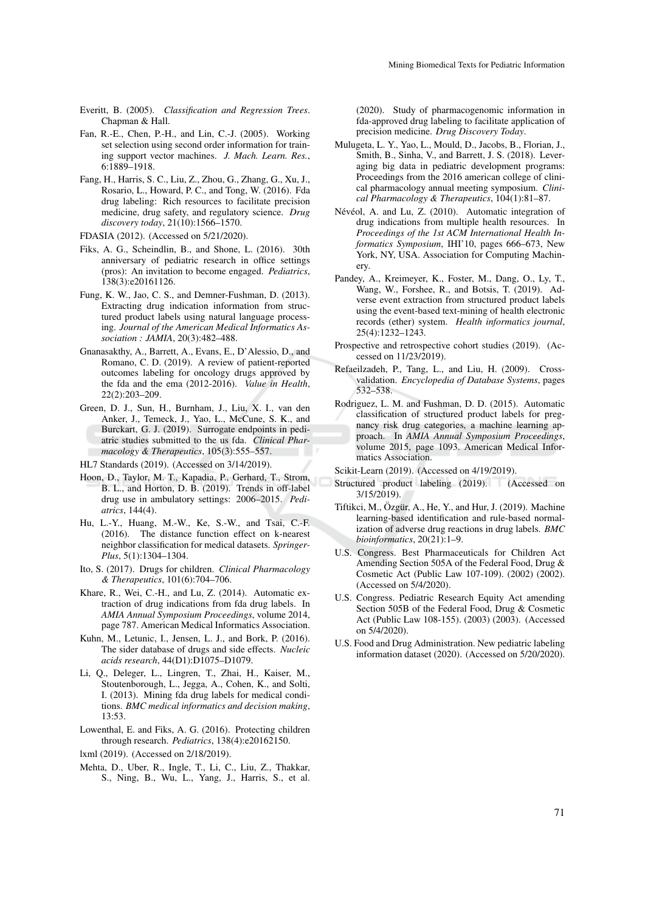Everitt, B. (2005). *Classification and Regression Trees*. Chapman & Hall.

Fan, R.-E., Chen, P.-H., and Lin, C.-J. (2005). Working set selection using second order information for training support vector machines. *J. Mach. Learn. Res.*, 6:1889–1918.

Fang, H., Harris, S. C., Liu, Z., Zhou, G., Zhang, G., Xu, J., Rosario, L., Howard, P. C., and Tong, W. (2016). Fda drug labeling: Rich resources to facilitate precision medicine, drug safety, and regulatory science. *Drug discovery today*, 21(10):1566–1570.

FDASIA (2012). (Accessed on 5/21/2020).

Fiks, A. G., Scheindlin, B., and Shone, L. (2016). 30th anniversary of pediatric research in office settings (pros): An invitation to become engaged. *Pediatrics*, 138(3):e20161126.

Fung, K. W., Jao, C. S., and Demner-Fushman, D. (2013). Extracting drug indication information from structured product labels using natural language processing. *Journal of the American Medical Informatics Association : JAMIA*, 20(3):482–488.

Gnanasakthy, A., Barrett, A., Evans, E., D'Alessio, D., and Romano, C. D. (2019). A review of patient-reported outcomes labeling for oncology drugs approved by the fda and the ema (2012-2016). *Value in Health*, 22(2):203–209.

Green, D. J., Sun, H., Burnham, J., Liu, X. I., van den Anker, J., Temeck, J., Yao, L., McCune, S. K., and Burckart, G. J. (2019). Surrogate endpoints in pediatric studies submitted to the us fda. *Clinical Pharmacology & Therapeutics*, 105(3):555–557.

HL7 Standards (2019). (Accessed on 3/14/2019).

Hoon, D., Taylor, M. T., Kapadia, P., Gerhard, T., Strom, B. L., and Horton, D. B. (2019). Trends in off-label drug use in ambulatory settings: 2006–2015. *Pediatrics*, 144(4).

Hu, L.-Y., Huang, M.-W., Ke, S.-W., and Tsai, C.-F. (2016). The distance function effect on k-nearest neighbor classification for medical datasets. *SpringerPlus*, 5(1):1304–1304.

Ito, S. (2017). Drugs for children. *Clinical Pharmacology & Therapeutics*, 101(6):704–706.

Khare, R., Wei, C.-H., and Lu, Z. (2014). Automatic extraction of drug indications from fda drug labels. In *AMIA Annual Symposium Proceedings*, volume 2014, page 787. American Medical Informatics Association.

Kuhn, M., Letunic, I., Jensen, L. J., and Bork, P. (2016). The sider database of drugs and side effects. *Nucleic acids research*, 44(D1):D1075–D1079.

Li, Q., Deleger, L., Lingren, T., Zhai, H., Kaiser, M., Stoutenborough, L., Jegga, A., Cohen, K., and Solti, I. (2013). Mining fda drug labels for medical conditions. *BMC medical informatics and decision making*, 13:53.

Lowenthal, E. and Fiks, A. G. (2016). Protecting children through research. *Pediatrics*, 138(4):e20162150.

lxml (2019). (Accessed on 2/18/2019).

Mehta, D., Uber, R., Ingle, T., Li, C., Liu, Z., Thakkar, S., Ning, B., Wu, L., Yang, J., Harris, S., et al. (2020). Study of pharmacogenomic information in fda-approved drug labeling to facilitate application of precision medicine. *Drug Discovery Today*.

Mulugeta, L. Y., Yao, L., Mould, D., Jacobs, B., Florian, J., Smith, B., Sinha, V., and Barrett, J. S. (2018). Leveraging big data in pediatric development programs: Proceedings from the 2016 american college of clinical pharmacology annual meeting symposium. *Clinical Pharmacology & Therapeutics*, 104(1):81–87.

Névéol, A. and Lu, Z. (2010). Automatic integration of drug indications from multiple health resources. In *Proceedings of the 1st ACM International Health Informatics Symposium*, IHI'10, pages 666–673, New York, NY, USA. Association for Computing Machinery.

Pandey, A., Kreimeyer, K., Foster, M., Dang, O., Ly, T., Wang, W., Forshee, R., and Botsis, T. (2019). Adverse event extraction from structured product labels using the event-based text-mining of health electronic records (ether) system. *Health informatics journal*, 25(4):1232–1243.

Prospective and retrospective cohort studies (2019). (Accessed on 11/23/2019).

Refaeilzadeh, P., Tang, L., and Liu, H. (2009). Cross-validation. *Encyclopedia of Database Systems*, pages 532–538.

Rodriguez, L. M. and Fushman, D. D. (2015). Automatic classification of structured product labels for pregnancy risk drug categories, a machine learning approach. In *AMIA Annual Symposium Proceedings*, volume 2015, page 1093. American Medical Informatics Association.

Scikit-Learn (2019). (Accessed on 4/19/2019).

Structured product labeling (2019). (Accessed on 3/15/2019).

Tiftikci, M., Özgür, A., He, Y., and Hur, J. (2019). Machine learning-based identification and rule-based normalization of adverse drug reactions in drug labels. *BMC bioinformatics*, 20(21):1–9.

U.S. Congress. Best Pharmaceuticals for Children Act Amending Section 505A of the Federal Food, Drug & Cosmetic Act (Public Law 107-109). (2002) (2002). (Accessed on 5/4/2020).

U.S. Congress. Pediatric Research Equity Act amending Section 505B of the Federal Food, Drug & Cosmetic Act (Public Law 108-155). (2003) (2003). (Accessed on 5/4/2020).

U.S. Food and Drug Administration. New pediatric labeling information dataset (2020). (Accessed on 5/20/2020).